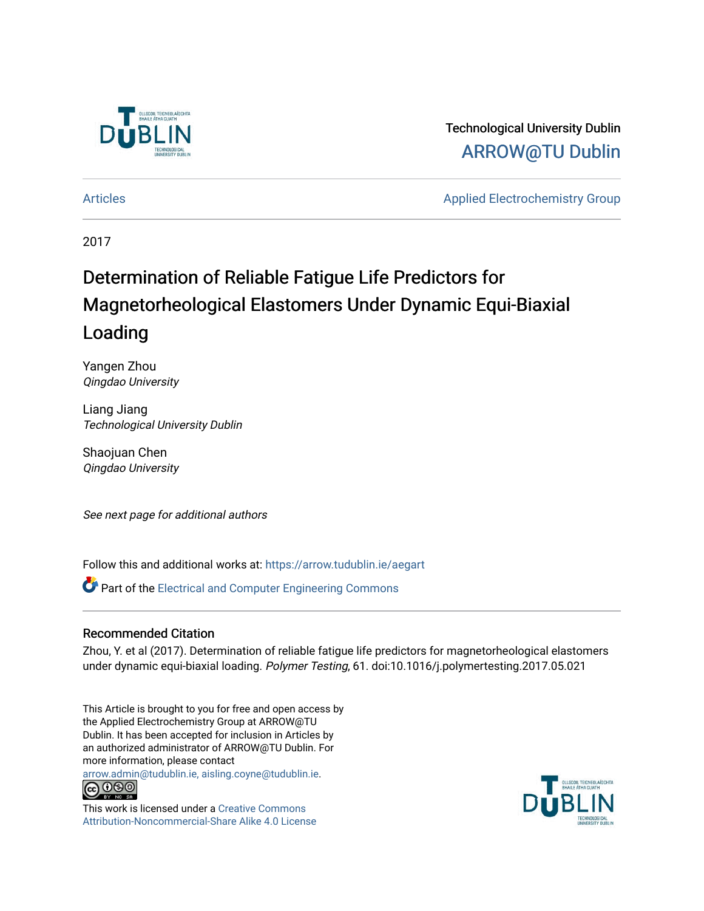Technological University Dublin

ARROW@TU Dublin

Articles

Applied Electrochemistry Group

2017

# Determination of Reliable Fatigue Life Predictors for Magnetorheological Elastomers Under Dynamic Equi-Biaxial Loading

Yangen Zhou
*Qingdao University*

Liang Jiang
*Technological University Dublin*

Shaojuan Chen
*Qingdao University*

*See next page for additional authors*

Follow this and additional works at: https://arrow.tudublin.ie/aegart

Part of the Electrical and Computer Engineering Commons

## Recommended Citation

Zhou, Y. et al (2017). Determination of reliable fatigue life predictors for magnetorheological elastomers under dynamic equi-biaxial loading. *Polymer Testing*, 61. doi:10.1016/j.polymertesting.2017.05.021

This Article is brought to you for free and open access by the Applied Electrochemistry Group at ARROW@TU Dublin. It has been accepted for inclusion in Articles by an authorized administrator of ARROW@TU Dublin. For more information, please contact arrow.admin@tudublin.ie, aisling.coyne@tudublin.ie.

This work is licensed under a Creative Commons Attribution-Noncommercial-Share Alike 4.0 License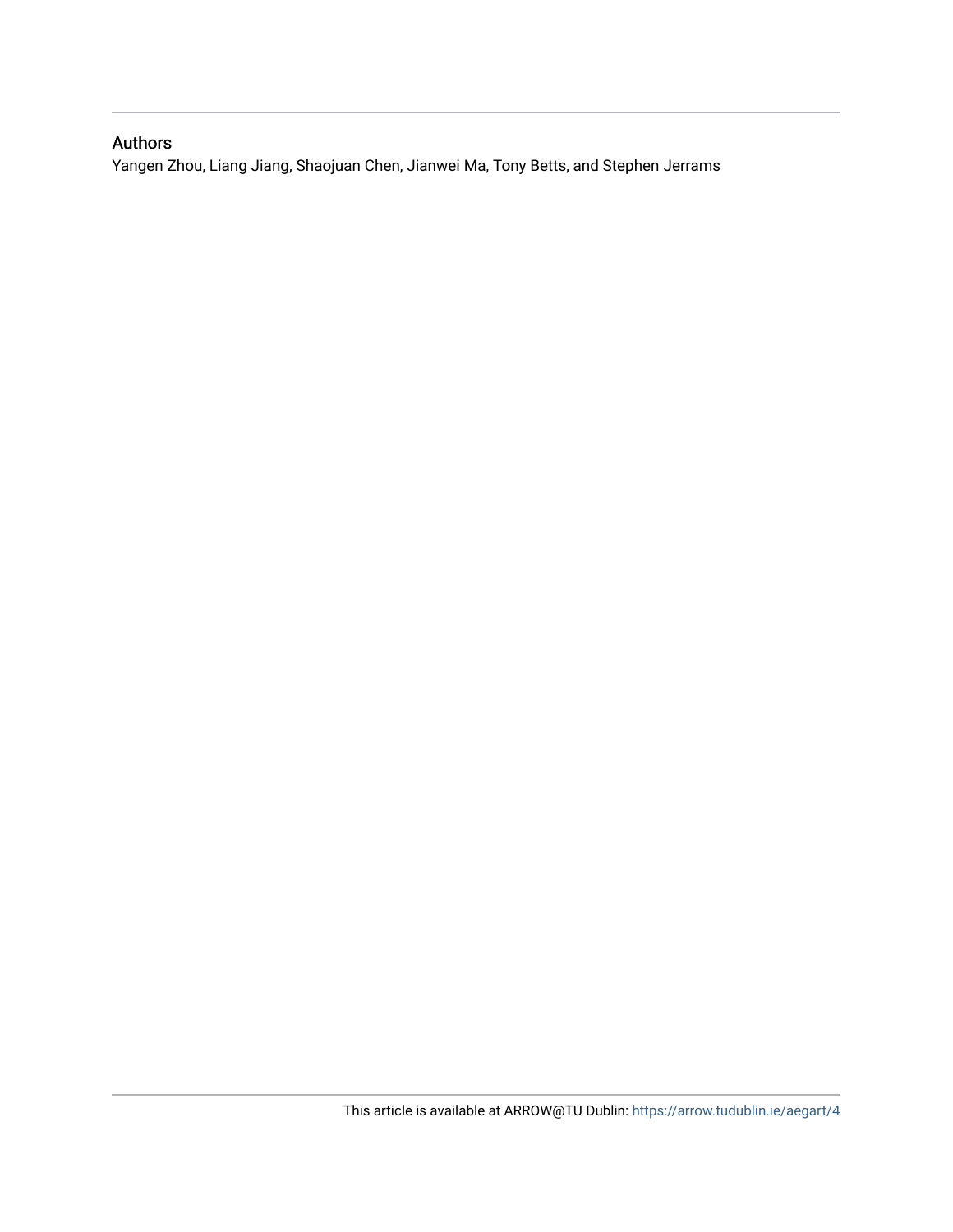## Authors

Yangen Zhou, Liang Jiang, Shaojuan Chen, Jianwei Ma, Tony Betts, and Stephen Jerrams

This article is available at ARROW@TU Dublin: https://arrow.tudublin.ie/aegart/4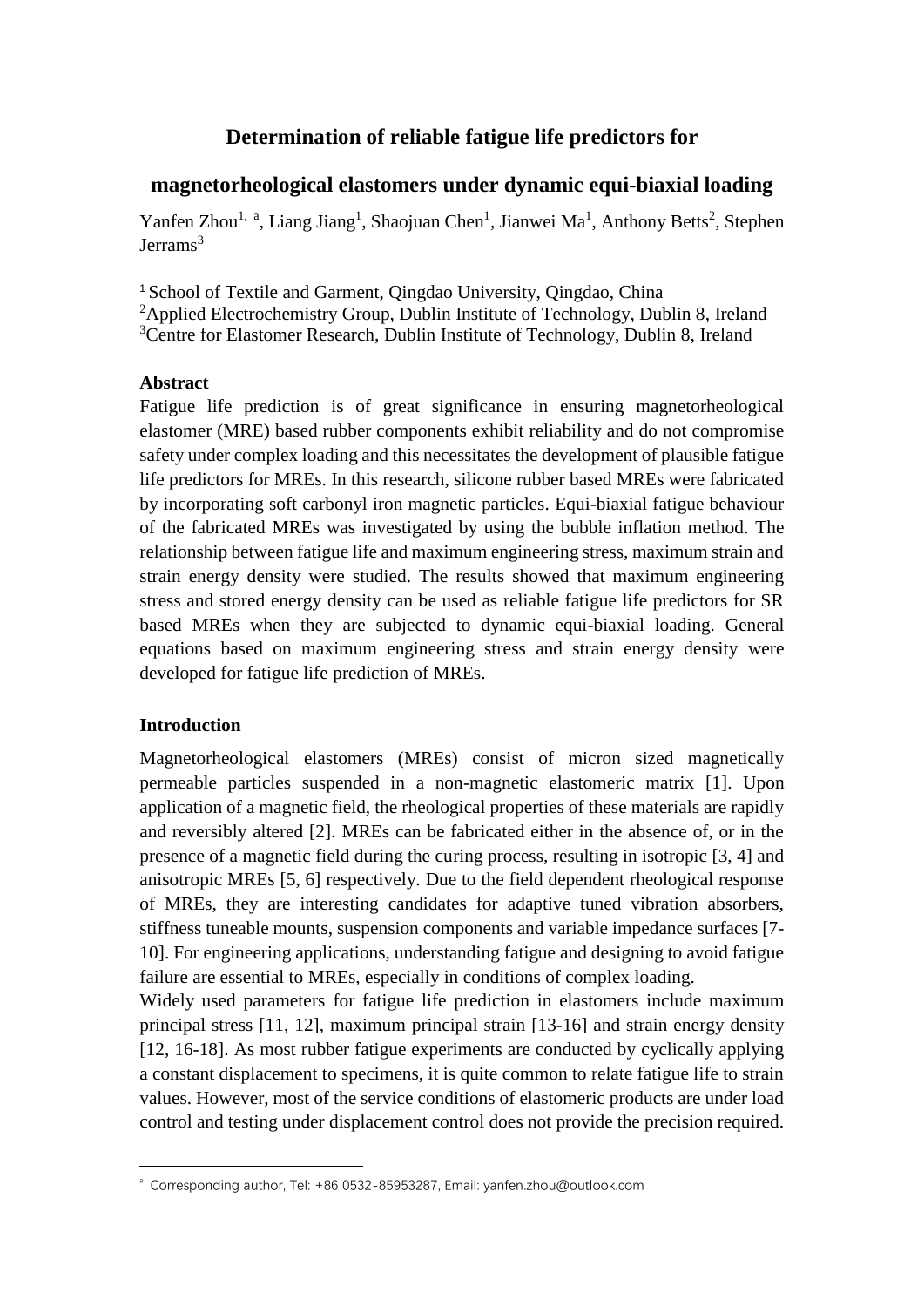# Determination of reliable fatigue life predictors for magnetorheological elastomers under dynamic equi-biaxial loading

Yanfen Zhou[1, a], Liang Jiang[1], Shaojuan Chen[1], Jianwei Ma[1], Anthony Betts[2], Stephen Jerrams[3]

[1] School of Textile and Garment, Qingdao University, Qingdao, China
[2]Applied Electrochemistry Group, Dublin Institute of Technology, Dublin 8, Ireland
[3]Centre for Elastomer Research, Dublin Institute of Technology, Dublin 8, Ireland

**Abstract**

Fatigue life prediction is of great significance in ensuring magnetorheological elastomer (MRE) based rubber components exhibit reliability and do not compromise safety under complex loading and this necessitates the development of plausible fatigue life predictors for MREs. In this research, silicone rubber based MREs were fabricated by incorporating soft carbonyl iron magnetic particles. Equi-biaxial fatigue behaviour of the fabricated MREs was investigated by using the bubble inflation method. The relationship between fatigue life and maximum engineering stress, maximum strain and strain energy density were studied. The results showed that maximum engineering stress and stored energy density can be used as reliable fatigue life predictors for SR based MREs when they are subjected to dynamic equi-biaxial loading. General equations based on maximum engineering stress and strain energy density were developed for fatigue life prediction of MREs.

**Introduction**

Magnetorheological elastomers (MREs) consist of micron sized magnetically permeable particles suspended in a non-magnetic elastomeric matrix [1]. Upon application of a magnetic field, the rheological properties of these materials are rapidly and reversibly altered [2]. MREs can be fabricated either in the absence of, or in the presence of a magnetic field during the curing process, resulting in isotropic [3, 4] and anisotropic MREs [5, 6] respectively. Due to the field dependent rheological response of MREs, they are interesting candidates for adaptive tuned vibration absorbers, stiffness tuneable mounts, suspension components and variable impedance surfaces [7-10]. For engineering applications, understanding fatigue and designing to avoid fatigue failure are essential to MREs, especially in conditions of complex loading.

Widely used parameters for fatigue life prediction in elastomers include maximum principal stress [11, 12], maximum principal strain [13-16] and strain energy density [12, 16-18]. As most rubber fatigue experiments are conducted by cyclically applying a constant displacement to specimens, it is quite common to relate fatigue life to strain values. However, most of the service conditions of elastomeric products are under load control and testing under displacement control does not provide the precision required.

[a] Corresponding author, Tel: +86 0532-85953287, Email: yanfen.zhou@outlook.com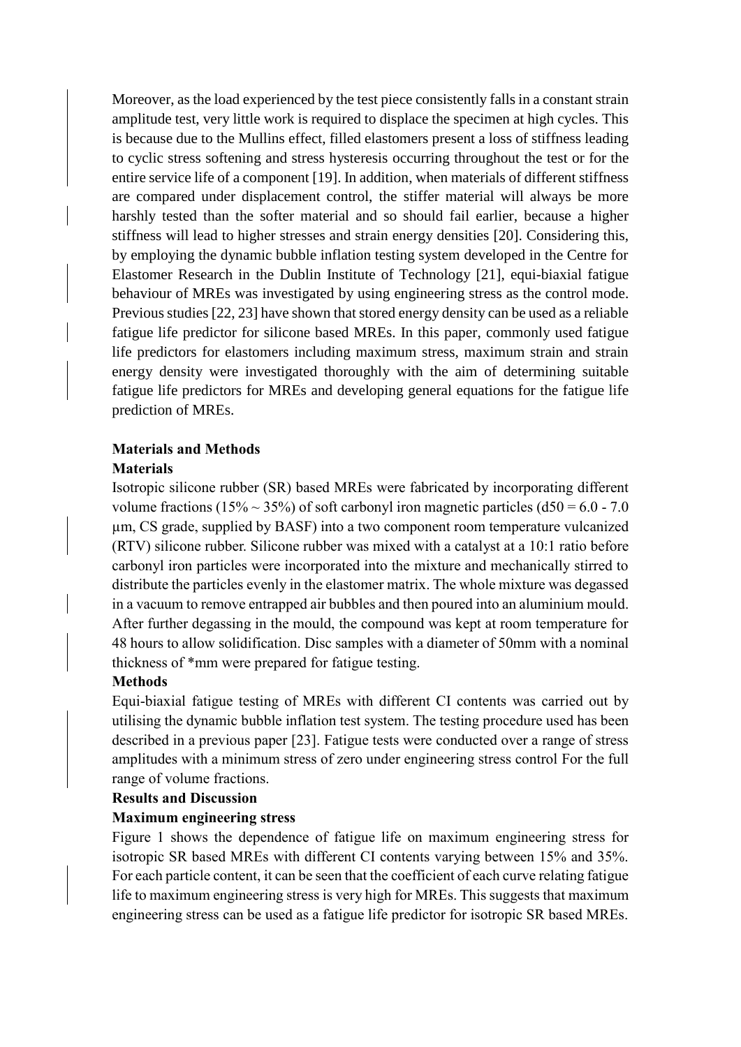Moreover, as the load experienced by the test piece consistently falls in a constant strain amplitude test, very little work is required to displace the specimen at high cycles. This is because due to the Mullins effect, filled elastomers present a loss of stiffness leading to cyclic stress softening and stress hysteresis occurring throughout the test or for the entire service life of a component [19]. In addition, when materials of different stiffness are compared under displacement control, the stiffer material will always be more harshly tested than the softer material and so should fail earlier, because a higher stiffness will lead to higher stresses and strain energy densities [20]. Considering this, by employing the dynamic bubble inflation testing system developed in the Centre for Elastomer Research in the Dublin Institute of Technology [21], equi-biaxial fatigue behaviour of MREs was investigated by using engineering stress as the control mode. Previous studies [22, 23] have shown that stored energy density can be used as a reliable fatigue life predictor for silicone based MREs. In this paper, commonly used fatigue life predictors for elastomers including maximum stress, maximum strain and strain energy density were investigated thoroughly with the aim of determining suitable fatigue life predictors for MREs and developing general equations for the fatigue life prediction of MREs.

## Materials and Methods

### Materials

Isotropic silicone rubber (SR) based MREs were fabricated by incorporating different volume fractions (15% ~ 35%) of soft carbonyl iron magnetic particles ($d50 = 6.0 - 7.0$ μm, CS grade, supplied by BASF) into a two component room temperature vulcanized (RTV) silicone rubber. Silicone rubber was mixed with a catalyst at a 10:1 ratio before carbonyl iron particles were incorporated into the mixture and mechanically stirred to distribute the particles evenly in the elastomer matrix. The whole mixture was degassed in a vacuum to remove entrapped air bubbles and then poured into an aluminium mould. After further degassing in the mould, the compound was kept at room temperature for 48 hours to allow solidification. Disc samples with a diameter of 50mm with a nominal thickness of *mm were prepared for fatigue testing.

### Methods

Equi-biaxial fatigue testing of MREs with different CI contents was carried out by utilising the dynamic bubble inflation test system. The testing procedure used has been described in a previous paper [23]. Fatigue tests were conducted over a range of stress amplitudes with a minimum stress of zero under engineering stress control For the full range of volume fractions.

## Results and Discussion

### Maximum engineering stress

Figure 1 shows the dependence of fatigue life on maximum engineering stress for isotropic SR based MREs with different CI contents varying between 15% and 35%. For each particle content, it can be seen that the coefficient of each curve relating fatigue life to maximum engineering stress is very high for MREs. This suggests that maximum engineering stress can be used as a fatigue life predictor for isotropic SR based MREs.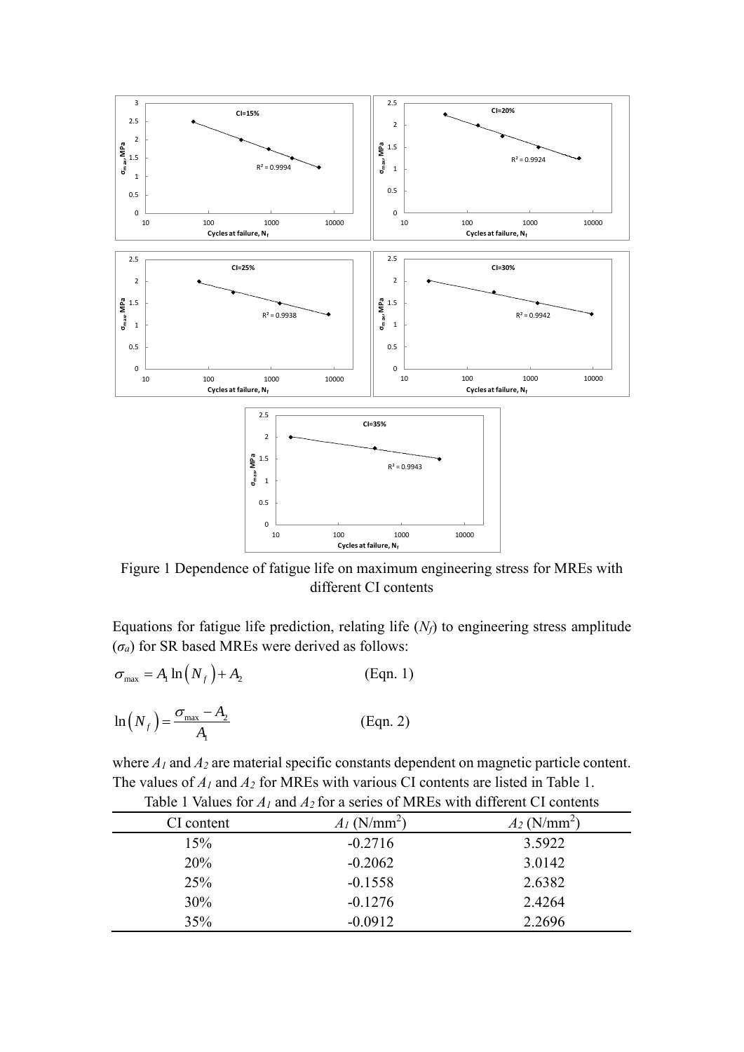Figure 1 Dependence of fatigue life on maximum engineering stress for MREs with different CI contents

Equations for fatigue life prediction, relating life ($N_f$) to engineering stress amplitude ($\sigma_a$) for SR based MREs were derived as follows:

$$\sigma_{max} = A_1 \ln\left(N_f\right) + A_2 \qquad \text{(Eqn. 1)}$$

$$\ln\left(N_f\right) = \frac{\sigma_{max} - A_2}{A_1} \qquad \text{(Eqn. 2)}$$

where $A_1$ and $A_2$ are material specific constants dependent on magnetic particle content. The values of $A_1$ and $A_2$ for MREs with various CI contents are listed in Table 1.

Table 1 Values for $A_1$ and $A_2$ for a series of MREs with different CI contents

| CI content | $A_1$ (N/mm$^2$) | $A_2$ (N/mm$^2$) |
| --- | --- | --- |
| 15% | -0.2716 | 3.5922 |
| 20% | -0.2062 | 3.0142 |
| 25% | -0.1558 | 2.6382 |
| 30% | -0.1276 | 2.4264 |
| 35% | -0.0912 | 2.2696 |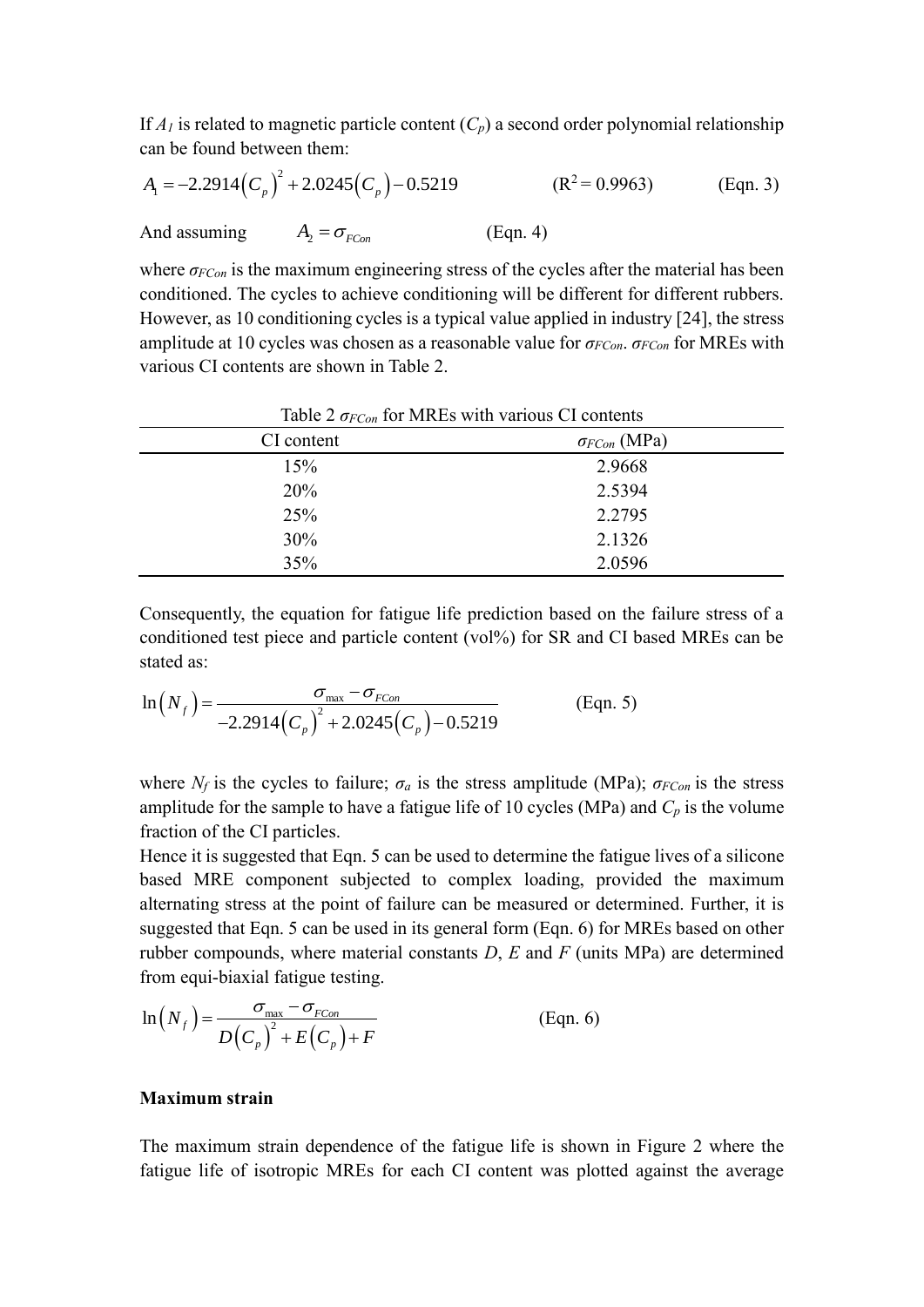If $A_1$ is related to magnetic particle content ($C_p$) a second order polynomial relationship can be found between them:

$$A_1 = -2.2914\left(C_p\right)^2 + 2.0245\left(C_p\right) - 0.5219 \qquad (R^2 = 0.9963) \qquad \text{(Eqn. 3)}$$

And assuming $A_2 = \sigma_{FCon}$ (Eqn. 4)

where $\sigma_{FCon}$ is the maximum engineering stress of the cycles after the material has been conditioned. The cycles to achieve conditioning will be different for different rubbers. However, as 10 conditioning cycles is a typical value applied in industry [24], the stress amplitude at 10 cycles was chosen as a reasonable value for $\sigma_{FCon}$. $\sigma_{FCon}$ for MREs with various CI contents are shown in Table 2.

Table 2 $\sigma_{FCon}$ for MREs with various CI contents

| CI content | $\sigma_{FCon}$ (MPa) |
|---|---|
| 15% | 2.9668 |
| 20% | 2.5394 |
| 25% | 2.2795 |
| 30% | 2.1326 |
| 35% | 2.0596 |

Consequently, the equation for fatigue life prediction based on the failure stress of a conditioned test piece and particle content (vol%) for SR and CI based MREs can be stated as:

$$\ln\left(N_f\right) = \frac{\sigma_{max} - \sigma_{FCon}}{-2.2914\left(C_p\right)^2 + 2.0245\left(C_p\right) - 0.5219} \qquad \text{(Eqn. 5)}$$

where $N_f$ is the cycles to failure; $\sigma_a$ is the stress amplitude (MPa); $\sigma_{FCon}$ is the stress amplitude for the sample to have a fatigue life of 10 cycles (MPa) and $C_p$ is the volume fraction of the CI particles.

Hence it is suggested that Eqn. 5 can be used to determine the fatigue lives of a silicone based MRE component subjected to complex loading, provided the maximum alternating stress at the point of failure can be measured or determined. Further, it is suggested that Eqn. 5 can be used in its general form (Eqn. 6) for MREs based on other rubber compounds, where material constants $D$, $E$ and $F$ (units MPa) are determined from equi-biaxial fatigue testing.

$$\ln\left(N_f\right) = \frac{\sigma_{max} - \sigma_{FCon}}{D\left(C_p\right)^2 + E\left(C_p\right) + F} \qquad \text{(Eqn. 6)}$$

**Maximum strain**

The maximum strain dependence of the fatigue life is shown in Figure 2 where the fatigue life of isotropic MREs for each CI content was plotted against the average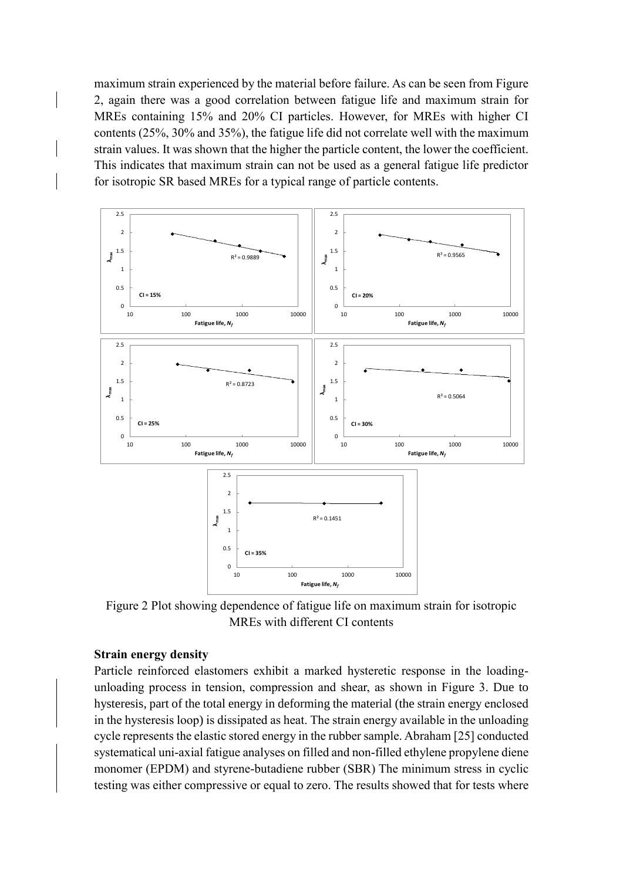maximum strain experienced by the material before failure. As can be seen from Figure 2, again there was a good correlation between fatigue life and maximum strain for MREs containing 15% and 20% CI particles. However, for MREs with higher CI contents (25%, 30% and 35%), the fatigue life did not correlate well with the maximum strain values. It was shown that the higher the particle content, the lower the coefficient. This indicates that maximum strain can not be used as a general fatigue life predictor for isotropic SR based MREs for a typical range of particle contents.

Figure 2 Plot showing dependence of fatigue life on maximum strain for isotropic MREs with different CI contents

### Strain energy density

Particle reinforced elastomers exhibit a marked hysteretic response in the loading-unloading process in tension, compression and shear, as shown in Figure 3. Due to hysteresis, part of the total energy in deforming the material (the strain energy enclosed in the hysteresis loop) is dissipated as heat. The strain energy available in the unloading cycle represents the elastic stored energy in the rubber sample. Abraham [25] conducted systematical uni-axial fatigue analyses on filled and non-filled ethylene propylene diene monomer (EPDM) and styrene-butadiene rubber (SBR) The minimum stress in cyclic testing was either compressive or equal to zero. The results showed that for tests where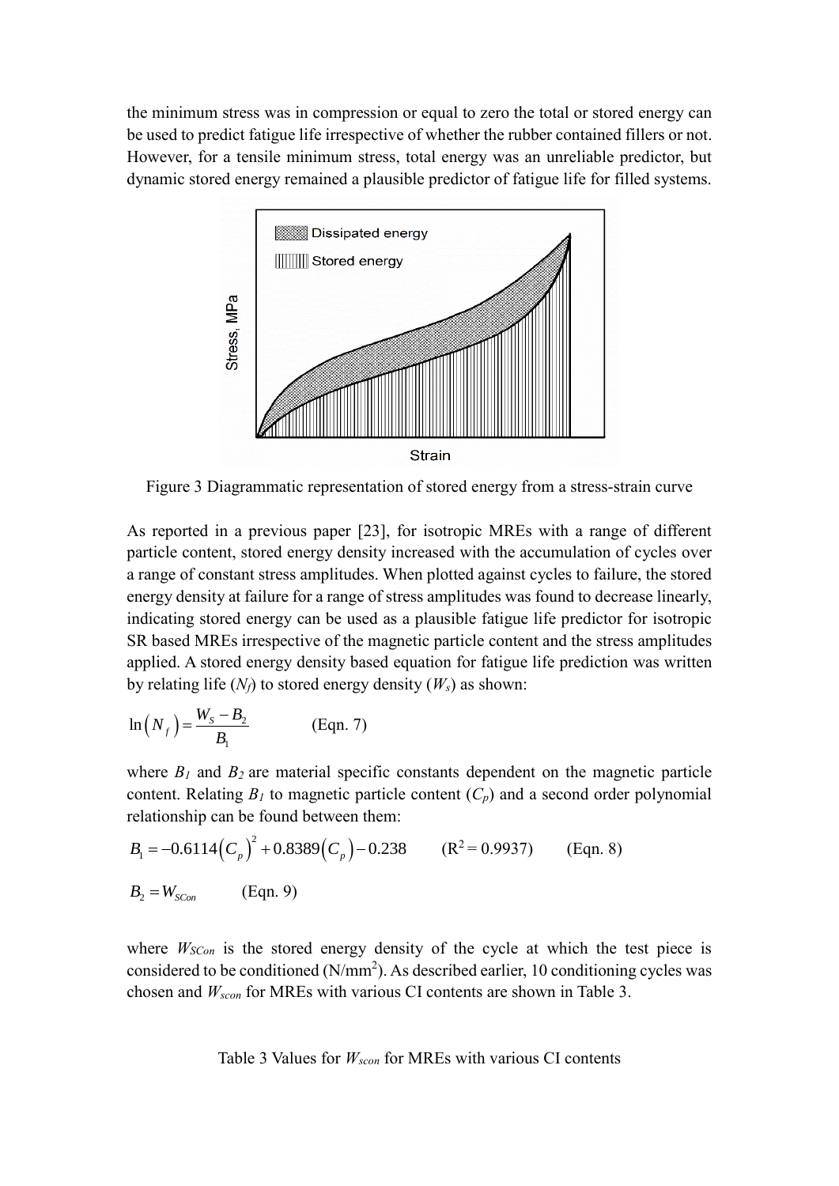the minimum stress was in compression or equal to zero the total or stored energy can be used to predict fatigue life irrespective of whether the rubber contained fillers or not. However, for a tensile minimum stress, total energy was an unreliable predictor, but dynamic stored energy remained a plausible predictor of fatigue life for filled systems.

Figure 3 Diagrammatic representation of stored energy from a stress-strain curve

As reported in a previous paper [23], for isotropic MREs with a range of different particle content, stored energy density increased with the accumulation of cycles over a range of constant stress amplitudes. When plotted against cycles to failure, the stored energy density at failure for a range of stress amplitudes was found to decrease linearly, indicating stored energy can be used as a plausible fatigue life predictor for isotropic SR based MREs irrespective of the magnetic particle content and the stress amplitudes applied. A stored energy density based equation for fatigue life prediction was written by relating life ($N_f$) to stored energy density ($W_s$) as shown:

$$\ln\left(N_f\right) = \frac{W_S - B_2}{B_1} \qquad \text{(Eqn. 7)}$$

where $B_1$ and $B_2$ are material specific constants dependent on the magnetic particle content. Relating $B_1$ to magnetic particle content ($C_p$) and a second order polynomial relationship can be found between them:

$$B_1 = -0.6114\left(C_p\right)^2 + 0.8389\left(C_p\right) - 0.238 \qquad (R^2 = 0.9937) \qquad \text{(Eqn. 8)}$$

$$B_2 = W_{SCon} \qquad \text{(Eqn. 9)}$$

where $W_{SCon}$ is the stored energy density of the cycle at which the test piece is considered to be conditioned (N/mm$^2$). As described earlier, 10 conditioning cycles was chosen and $W_{scon}$ for MREs with various CI contents are shown in Table 3.

Table 3 Values for $W_{scon}$ for MREs with various CI contents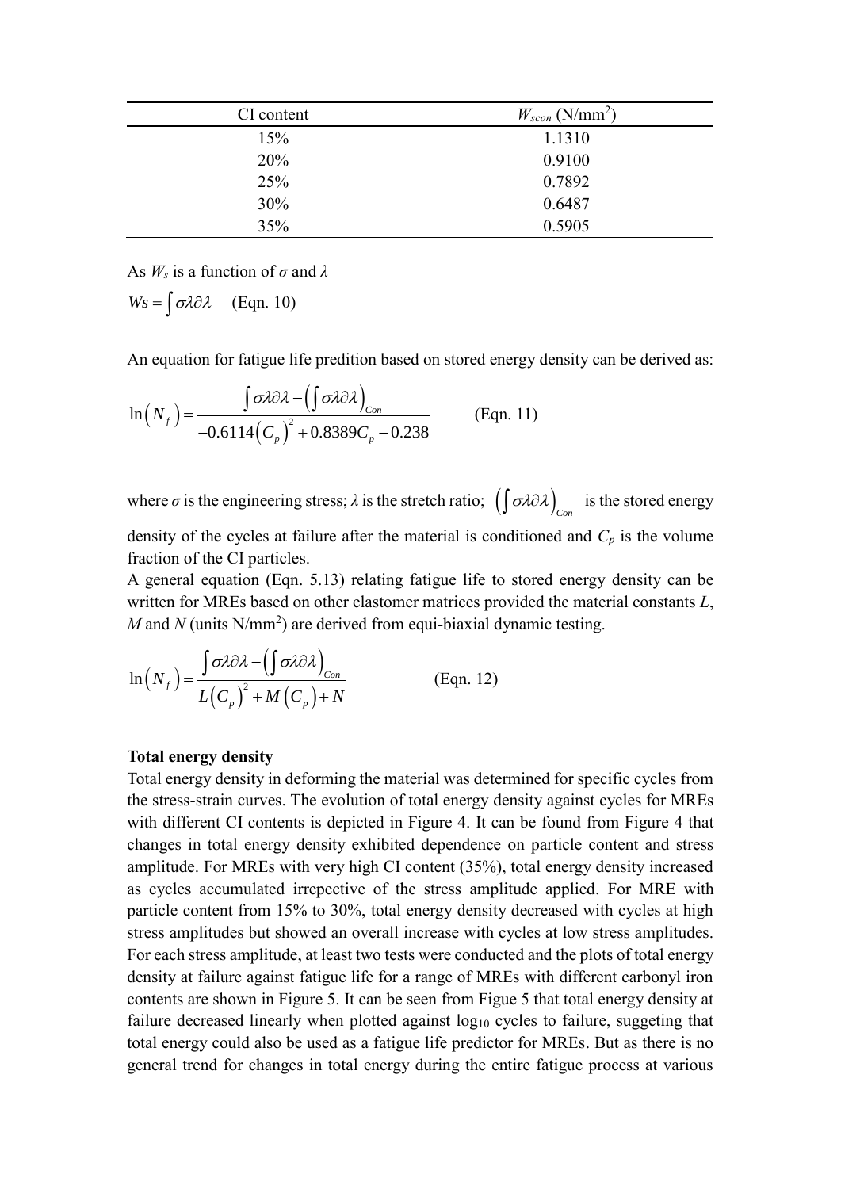| CI content | $W_{scon}$ (N/mm$^2$) |
|---|---|
| 15% | 1.1310 |
| 20% | 0.9100 |
| 25% | 0.7892 |
| 30% | 0.6487 |
| 35% | 0.5905 |

As $W_s$ is a function of $\sigma$ and $\lambda$

$Ws = \int \sigma\lambda\partial\lambda$ (Eqn. 10)

An equation for fatigue life predition based on stored energy density can be derived as:

$$\ln\left(N_f\right) = \frac{\int \sigma\lambda\partial\lambda - \left(\int \sigma\lambda\partial\lambda\right)_{Con}}{-0.6114\left(C_p\right)^2 + 0.8389C_p - 0.238} \qquad \text{(Eqn. 11)}$$

where $\sigma$ is the engineering stress; $\lambda$ is the stretch ratio; $\left(\int \sigma\lambda\partial\lambda\right)_{Con}$ is the stored energy density of the cycles at failure after the material is conditioned and $C_p$ is the volume fraction of the CI particles.

A general equation (Eqn. 5.13) relating fatigue life to stored energy density can be written for MREs based on other elastomer matrices provided the material constants $L$, $M$ and $N$ (units N/mm$^2$) are derived from equi-biaxial dynamic testing.

$$\ln\left(N_f\right) = \frac{\int \sigma\lambda\partial\lambda - \left(\int \sigma\lambda\partial\lambda\right)_{Con}}{L\left(C_p\right)^2 + M\left(C_p\right) + N} \qquad \text{(Eqn. 12)}$$

**Total energy density**

Total energy density in deforming the material was determined for specific cycles from the stress-strain curves. The evolution of total energy density against cycles for MREs with different CI contents is depicted in Figure 4. It can be found from Figure 4 that changes in total energy density exhibited dependence on particle content and stress amplitude. For MREs with very high CI content (35%), total energy density increased as cycles accumulated irrepective of the stress amplitude applied. For MRE with particle content from 15% to 30%, total energy density decreased with cycles at high stress amplitudes but showed an overall increase with cycles at low stress amplitudes. For each stress amplitude, at least two tests were conducted and the plots of total energy density at failure against fatigue life for a range of MREs with different carbonyl iron contents are shown in Figure 5. It can be seen from Figue 5 that total energy density at failure decreased linearly when plotted against $\log_{10}$ cycles to failure, suggeting that total energy could also be used as a fatigue life predictor for MREs. But as there is no general trend for changes in total energy during the entire fatigue process at various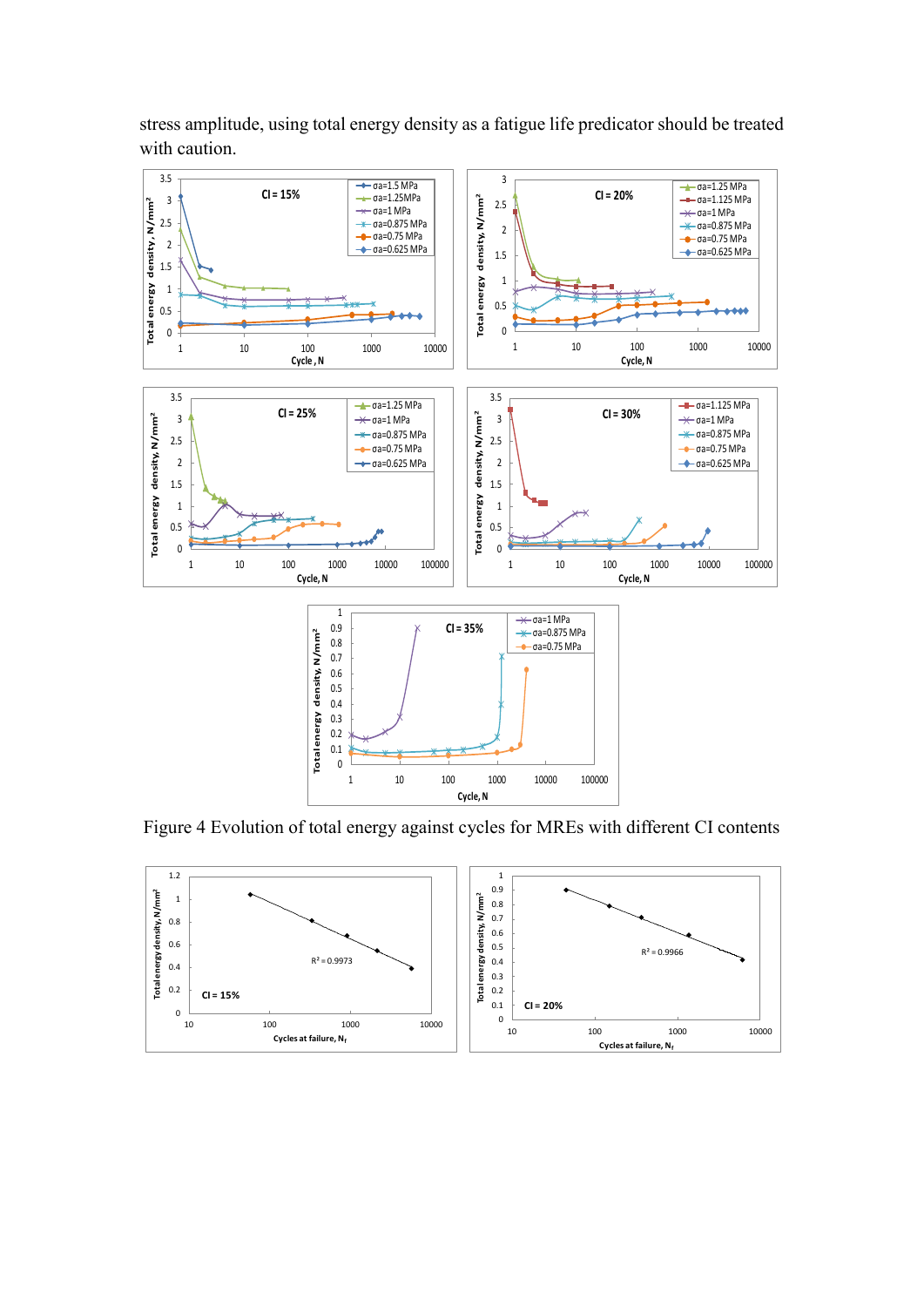stress amplitude, using total energy density as a fatigue life predicator should be treated with caution.

Figure 4 Evolution of total energy against cycles for MREs with different CI contents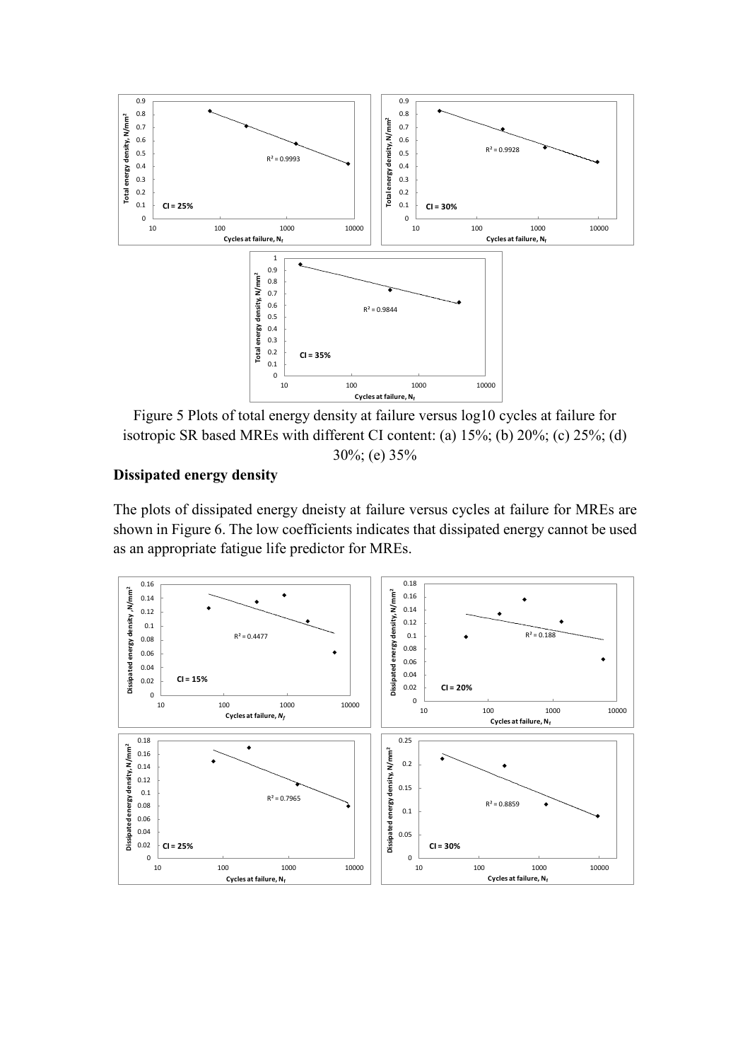Figure 5 Plots of total energy density at failure versus log10 cycles at failure for isotropic SR based MREs with different CI content: (a) 15%; (b) 20%; (c) 25%; (d) 30%; (e) 35%

### Dissipated energy density

The plots of dissipated energy dneisty at failure versus cycles at failure for MREs are shown in Figure 6. The low coefficients indicates that dissipated energy cannot be used as an appropriate fatigue life predictor for MREs.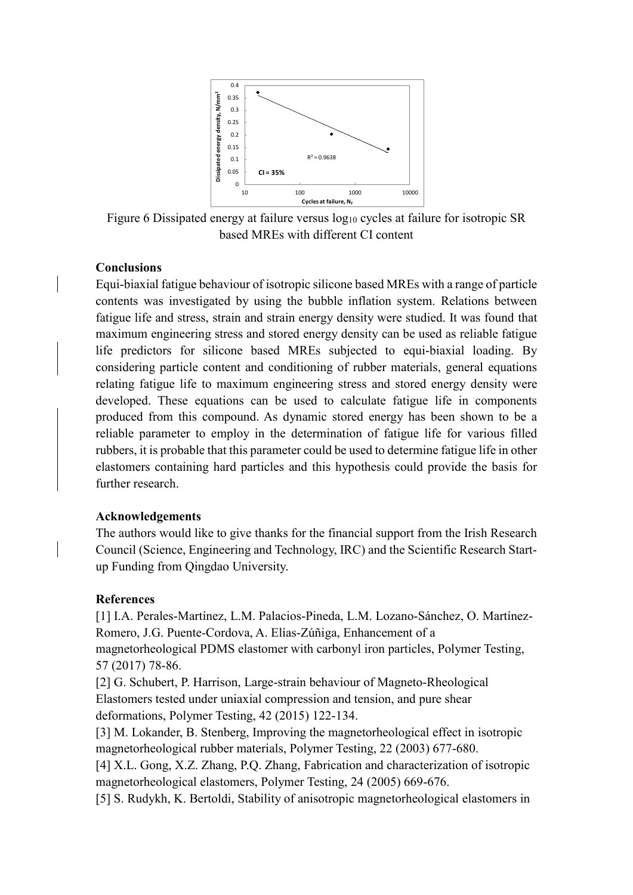Figure 6 Dissipated energy at failure versus $\log_{10}$ cycles at failure for isotropic SR based MREs with different CI content

**Conclusions**

Equi-biaxial fatigue behaviour of isotropic silicone based MREs with a range of particle contents was investigated by using the bubble inflation system. Relations between fatigue life and stress, strain and strain energy density were studied. It was found that maximum engineering stress and stored energy density can be used as reliable fatigue life predictors for silicone based MREs subjected to equi-biaxial loading. By considering particle content and conditioning of rubber materials, general equations relating fatigue life to maximum engineering stress and stored energy density were developed. These equations can be used to calculate fatigue life in components produced from this compound. As dynamic stored energy has been shown to be a reliable parameter to employ in the determination of fatigue life for various filled rubbers, it is probable that this parameter could be used to determine fatigue life in other elastomers containing hard particles and this hypothesis could provide the basis for further research.

**Acknowledgements**

The authors would like to give thanks for the financial support from the Irish Research Council (Science, Engineering and Technology, IRC) and the Scientific Research Start-up Funding from Qingdao University.

**References**

[1] I.A. Perales-Martínez, L.M. Palacios-Pineda, L.M. Lozano-Sánchez, O. Martínez-Romero, J.G. Puente-Cordova, A. Elías-Zúñiga, Enhancement of a magnetorheological PDMS elastomer with carbonyl iron particles, Polymer Testing, 57 (2017) 78-86.

[2] G. Schubert, P. Harrison, Large-strain behaviour of Magneto-Rheological Elastomers tested under uniaxial compression and tension, and pure shear deformations, Polymer Testing, 42 (2015) 122-134.

[3] M. Lokander, B. Stenberg, Improving the magnetorheological effect in isotropic magnetorheological rubber materials, Polymer Testing, 22 (2003) 677-680.

[4] X.L. Gong, X.Z. Zhang, P.Q. Zhang, Fabrication and characterization of isotropic magnetorheological elastomers, Polymer Testing, 24 (2005) 669-676.

[5] S. Rudykh, K. Bertoldi, Stability of anisotropic magnetorheological elastomers in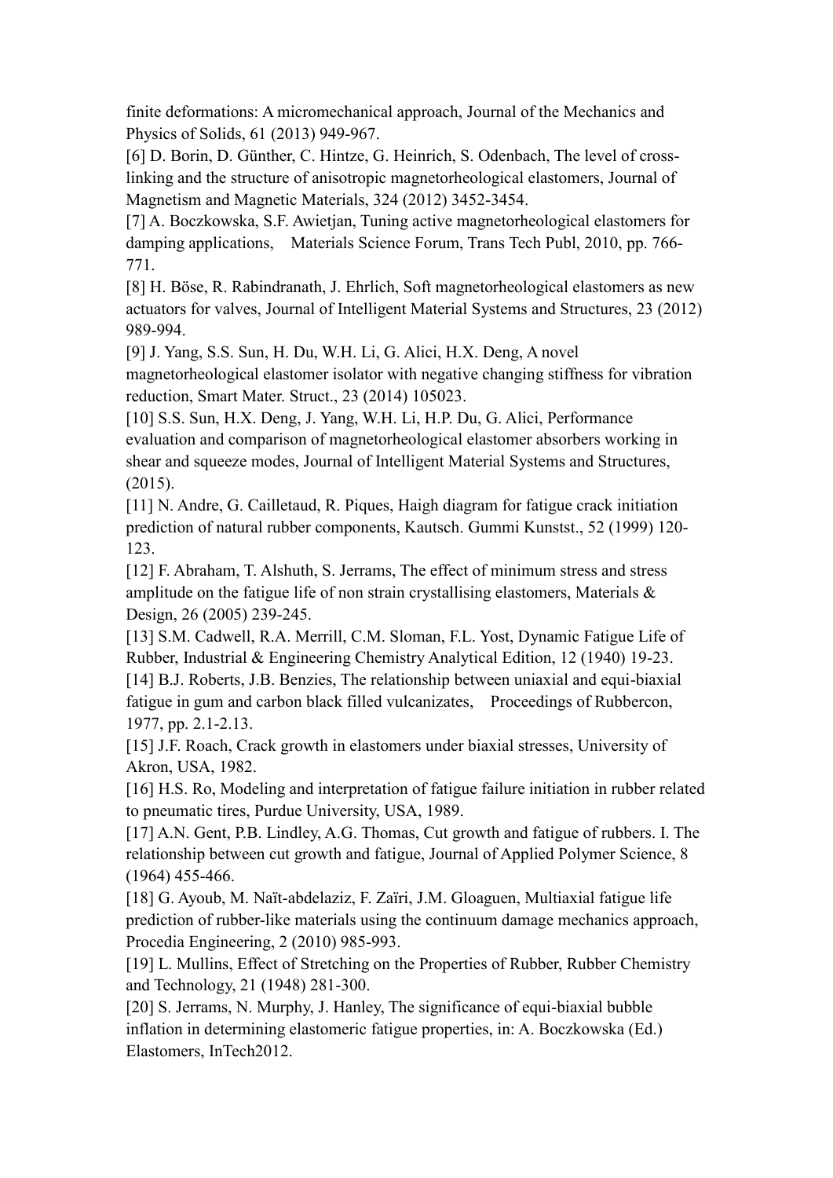finite deformations: A micromechanical approach, Journal of the Mechanics and Physics of Solids, 61 (2013) 949-967.

[6] D. Borin, D. Günther, C. Hintze, G. Heinrich, S. Odenbach, The level of cross-linking and the structure of anisotropic magnetorheological elastomers, Journal of Magnetism and Magnetic Materials, 324 (2012) 3452-3454.

[7] A. Boczkowska, S.F. Awietjan, Tuning active magnetorheological elastomers for damping applications, Materials Science Forum, Trans Tech Publ, 2010, pp. 766-771.

[8] H. Böse, R. Rabindranath, J. Ehrlich, Soft magnetorheological elastomers as new actuators for valves, Journal of Intelligent Material Systems and Structures, 23 (2012) 989-994.

[9] J. Yang, S.S. Sun, H. Du, W.H. Li, G. Alici, H.X. Deng, A novel magnetorheological elastomer isolator with negative changing stiffness for vibration reduction, Smart Mater. Struct., 23 (2014) 105023.

[10] S.S. Sun, H.X. Deng, J. Yang, W.H. Li, H.P. Du, G. Alici, Performance evaluation and comparison of magnetorheological elastomer absorbers working in shear and squeeze modes, Journal of Intelligent Material Systems and Structures, (2015).

[11] N. Andre, G. Cailletaud, R. Piques, Haigh diagram for fatigue crack initiation prediction of natural rubber components, Kautsch. Gummi Kunstst., 52 (1999) 120-123.

[12] F. Abraham, T. Alshuth, S. Jerrams, The effect of minimum stress and stress amplitude on the fatigue life of non strain crystallising elastomers, Materials & Design, 26 (2005) 239-245.

[13] S.M. Cadwell, R.A. Merrill, C.M. Sloman, F.L. Yost, Dynamic Fatigue Life of Rubber, Industrial & Engineering Chemistry Analytical Edition, 12 (1940) 19-23.

[14] B.J. Roberts, J.B. Benzies, The relationship between uniaxial and equi-biaxial fatigue in gum and carbon black filled vulcanizates, Proceedings of Rubbercon, 1977, pp. 2.1-2.13.

[15] J.F. Roach, Crack growth in elastomers under biaxial stresses, University of Akron, USA, 1982.

[16] H.S. Ro, Modeling and interpretation of fatigue failure initiation in rubber related to pneumatic tires, Purdue University, USA, 1989.

[17] A.N. Gent, P.B. Lindley, A.G. Thomas, Cut growth and fatigue of rubbers. I. The relationship between cut growth and fatigue, Journal of Applied Polymer Science, 8 (1964) 455-466.

[18] G. Ayoub, M. Naït-abdelaziz, F. Zaïri, J.M. Gloaguen, Multiaxial fatigue life prediction of rubber-like materials using the continuum damage mechanics approach, Procedia Engineering, 2 (2010) 985-993.

[19] L. Mullins, Effect of Stretching on the Properties of Rubber, Rubber Chemistry and Technology, 21 (1948) 281-300.

[20] S. Jerrams, N. Murphy, J. Hanley, The significance of equi-biaxial bubble inflation in determining elastomeric fatigue properties, in: A. Boczkowska (Ed.) Elastomers, InTech2012.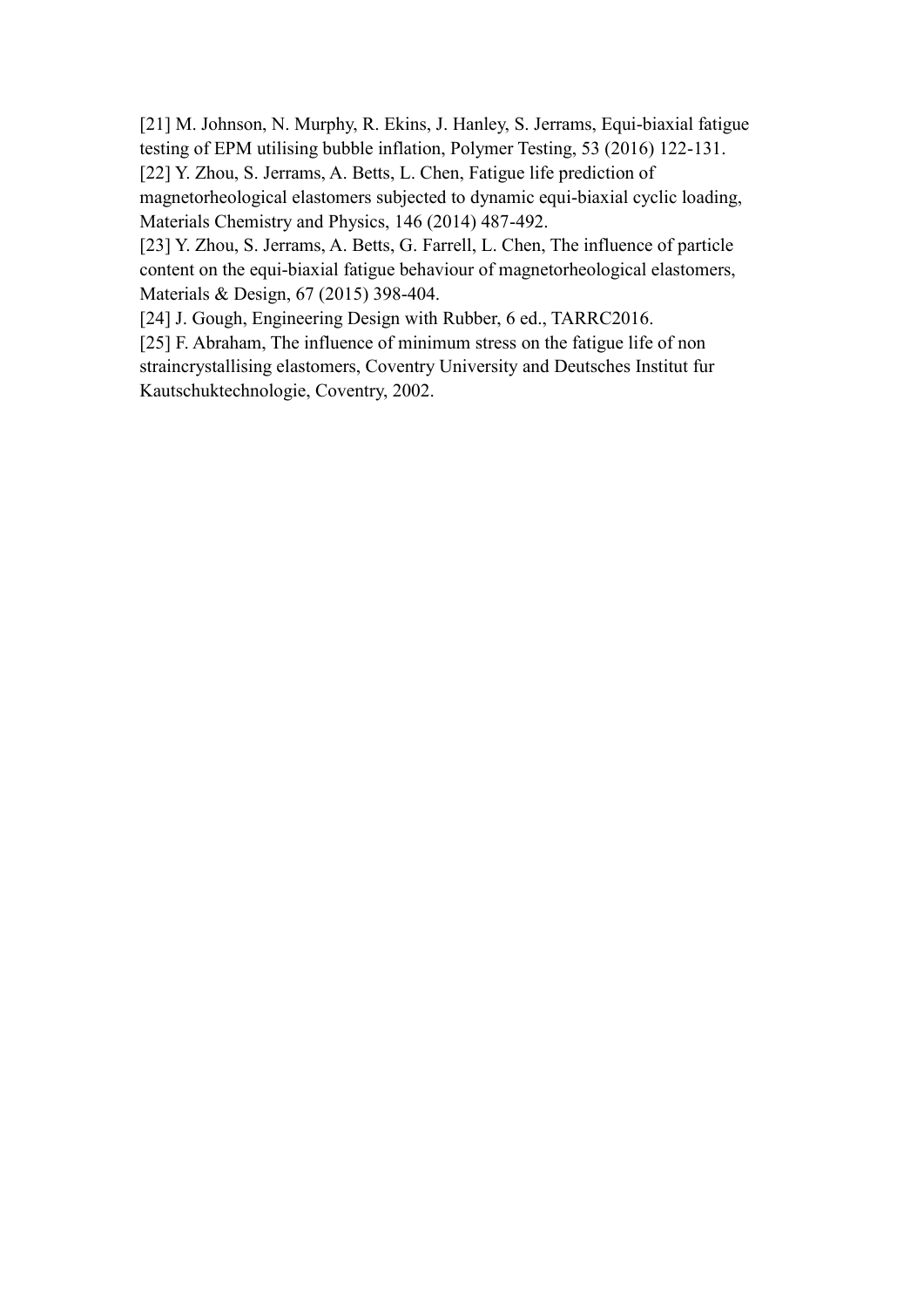[21] M. Johnson, N. Murphy, R. Ekins, J. Hanley, S. Jerrams, Equi-biaxial fatigue testing of EPM utilising bubble inflation, Polymer Testing, 53 (2016) 122-131.

[22] Y. Zhou, S. Jerrams, A. Betts, L. Chen, Fatigue life prediction of magnetorheological elastomers subjected to dynamic equi-biaxial cyclic loading, Materials Chemistry and Physics, 146 (2014) 487-492.

[23] Y. Zhou, S. Jerrams, A. Betts, G. Farrell, L. Chen, The influence of particle content on the equi-biaxial fatigue behaviour of magnetorheological elastomers, Materials & Design, 67 (2015) 398-404.

[24] J. Gough, Engineering Design with Rubber, 6 ed., TARRC2016.

[25] F. Abraham, The influence of minimum stress on the fatigue life of non straincrystallising elastomers, Coventry University and Deutsches Institut fur Kautschuktechnologie, Coventry, 2002.